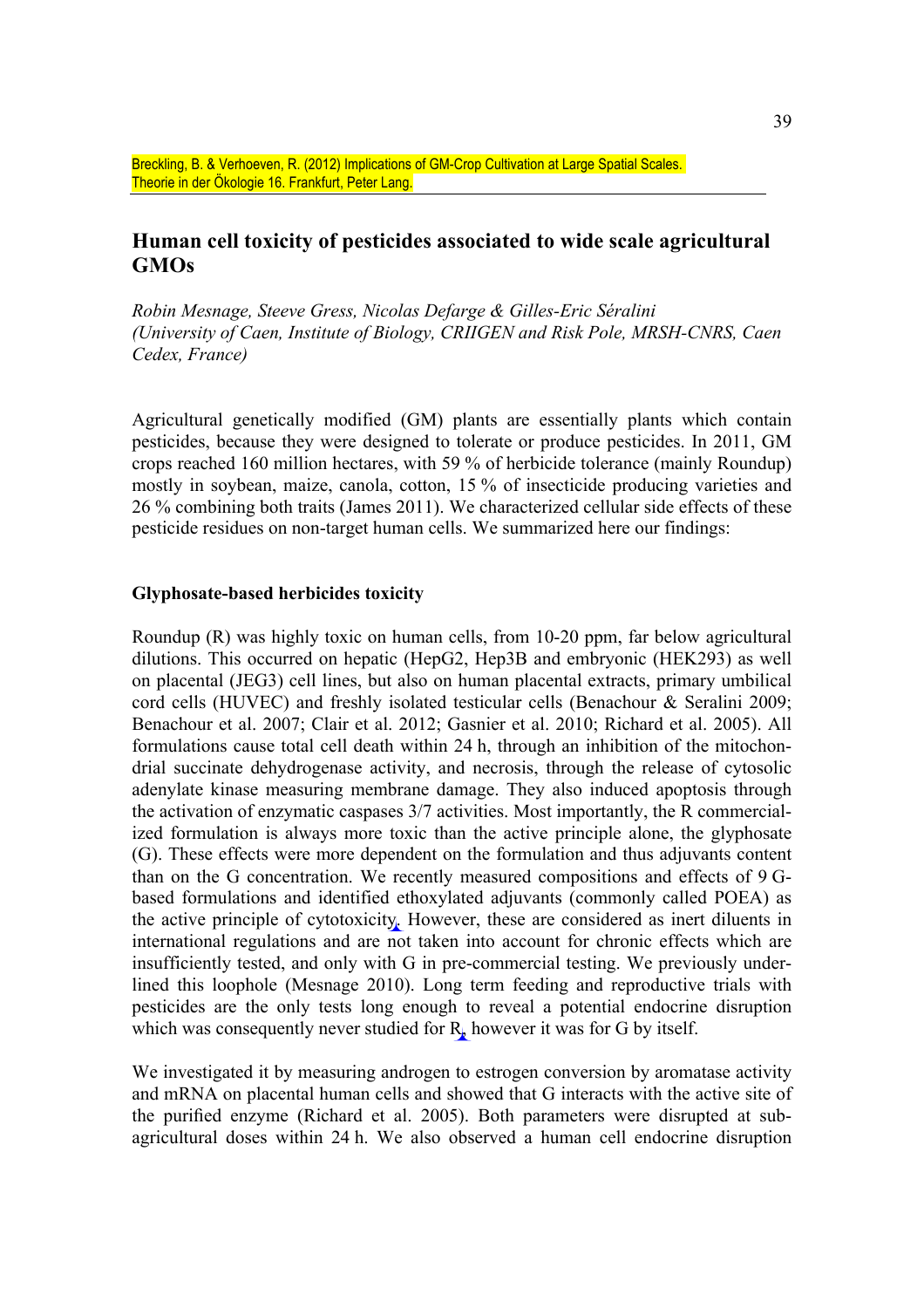Breckling, B. & Verhoeven, R. (2012) Implications of GM-Crop Cultivation at Large Spatial Scales. Theorie in der Ökologie 16. Frankfurt, Peter Lang.

## Human cell toxicity of pesticides associated to wide scale agricultural GMOs

*Robin Mesnage, Steeve Gress, Nicolas Defarge & Gilles-Eric Séralini*
*(University of Caen, Institute of Biology, CRIIGEN and Risk Pole, MRSH-CNRS, Caen Cedex, France)*

Agricultural genetically modified (GM) plants are essentially plants which contain pesticides, because they were designed to tolerate or produce pesticides. In 2011, GM crops reached 160 million hectares, with 59 % of herbicide tolerance (mainly Roundup) mostly in soybean, maize, canola, cotton, 15 % of insecticide producing varieties and 26 % combining both traits (James 2011). We characterized cellular side effects of these pesticide residues on non-target human cells. We summarized here our findings:

### Glyphosate-based herbicides toxicity

Roundup (R) was highly toxic on human cells, from 10-20 ppm, far below agricultural dilutions. This occurred on hepatic (HepG2, Hep3B and embryonic (HEK293) as well on placental (JEG3) cell lines, but also on human placental extracts, primary umbilical cord cells (HUVEC) and freshly isolated testicular cells (Benachour & Seralini 2009; Benachour et al. 2007; Clair et al. 2012; Gasnier et al. 2010; Richard et al. 2005). All formulations cause total cell death within 24 h, through an inhibition of the mitochondrial succinate dehydrogenase activity, and necrosis, through the release of cytosolic adenylate kinase measuring membrane damage. They also induced apoptosis through the activation of enzymatic caspases 3/7 activities. Most importantly, the R commercialized formulation is always more toxic than the active principle alone, the glyphosate (G). These effects were more dependent on the formulation and thus adjuvants content than on the G concentration. We recently measured compositions and effects of 9 G-based formulations and identified ethoxylated adjuvants (commonly called POEA) as the active principle of cytotoxicity. However, these are considered as inert diluents in international regulations and are not taken into account for chronic effects which are insufficiently tested, and only with G in pre-commercial testing. We previously underlined this loophole (Mesnage 2010). Long term feeding and reproductive trials with pesticides are the only tests long enough to reveal a potential endocrine disruption which was consequently never studied for R, however it was for G by itself.

We investigated it by measuring androgen to estrogen conversion by aromatase activity and mRNA on placental human cells and showed that G interacts with the active site of the purified enzyme (Richard et al. 2005). Both parameters were disrupted at sub-agricultural doses within 24 h. We also observed a human cell endocrine disruption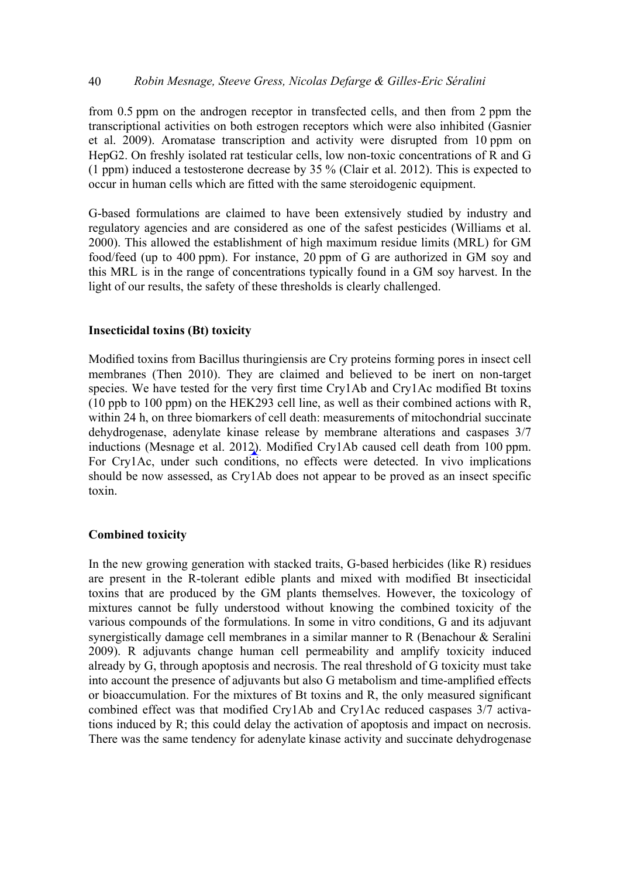from 0.5 ppm on the androgen receptor in transfected cells, and then from 2 ppm the transcriptional activities on both estrogen receptors which were also inhibited (Gasnier et al. 2009). Aromatase transcription and activity were disrupted from 10 ppm on HepG2. On freshly isolated rat testicular cells, low non-toxic concentrations of R and G (1 ppm) induced a testosterone decrease by 35 % (Clair et al. 2012). This is expected to occur in human cells which are fitted with the same steroidogenic equipment.

G-based formulations are claimed to have been extensively studied by industry and regulatory agencies and are considered as one of the safest pesticides (Williams et al. 2000). This allowed the establishment of high maximum residue limits (MRL) for GM food/feed (up to 400 ppm). For instance, 20 ppm of G are authorized in GM soy and this MRL is in the range of concentrations typically found in a GM soy harvest. In the light of our results, the safety of these thresholds is clearly challenged.

**Insecticidal toxins (Bt) toxicity**

Modified toxins from Bacillus thuringiensis are Cry proteins forming pores in insect cell membranes (Then 2010). They are claimed and believed to be inert on non-target species. We have tested for the very first time Cry1Ab and Cry1Ac modified Bt toxins (10 ppb to 100 ppm) on the HEK293 cell line, as well as their combined actions with R, within 24 h, on three biomarkers of cell death: measurements of mitochondrial succinate dehydrogenase, adenylate kinase release by membrane alterations and caspases 3/7 inductions (Mesnage et al. 2012). Modified Cry1Ab caused cell death from 100 ppm. For Cry1Ac, under such conditions, no effects were detected. In vivo implications should be now assessed, as Cry1Ab does not appear to be proved as an insect specific toxin.

**Combined toxicity**

In the new growing generation with stacked traits, G-based herbicides (like R) residues are present in the R-tolerant edible plants and mixed with modified Bt insecticidal toxins that are produced by the GM plants themselves. However, the toxicology of mixtures cannot be fully understood without knowing the combined toxicity of the various compounds of the formulations. In some in vitro conditions, G and its adjuvant synergistically damage cell membranes in a similar manner to R (Benachour & Seralini 2009). R adjuvants change human cell permeability and amplify toxicity induced already by G, through apoptosis and necrosis. The real threshold of G toxicity must take into account the presence of adjuvants but also G metabolism and time-amplified effects or bioaccumulation. For the mixtures of Bt toxins and R, the only measured significant combined effect was that modified Cry1Ab and Cry1Ac reduced caspases 3/7 activations induced by R; this could delay the activation of apoptosis and impact on necrosis. There was the same tendency for adenylate kinase activity and succinate dehydrogenase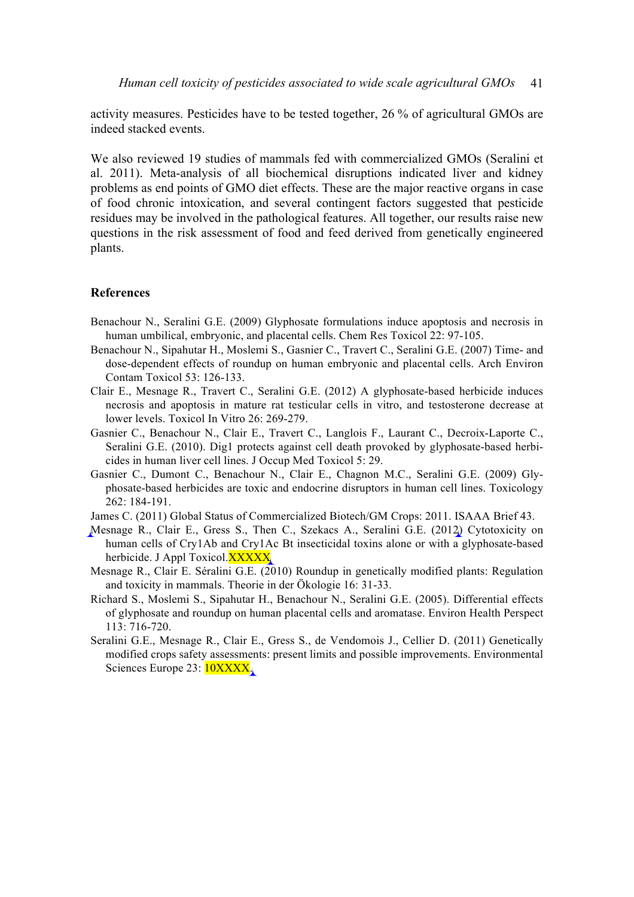activity measures. Pesticides have to be tested together, 26 % of agricultural GMOs are indeed stacked events.

We also reviewed 19 studies of mammals fed with commercialized GMOs (Seralini et al. 2011). Meta-analysis of all biochemical disruptions indicated liver and kidney problems as end points of GMO diet effects. These are the major reactive organs in case of food chronic intoxication, and several contingent factors suggested that pesticide residues may be involved in the pathological features. All together, our results raise new questions in the risk assessment of food and feed derived from genetically engineered plants.

## References

Benachour N., Seralini G.E. (2009) Glyphosate formulations induce apoptosis and necrosis in human umbilical, embryonic, and placental cells. Chem Res Toxicol 22: 97-105.

Benachour N., Sipahutar H., Moslemi S., Gasnier C., Travert C., Seralini G.E. (2007) Time- and dose-dependent effects of roundup on human embryonic and placental cells. Arch Environ Contam Toxicol 53: 126-133.

Clair E., Mesnage R., Travert C., Seralini G.E. (2012) A glyphosate-based herbicide induces necrosis and apoptosis in mature rat testicular cells in vitro, and testosterone decrease at lower levels. Toxicol In Vitro 26: 269-279.

Gasnier C., Benachour N., Clair E., Travert C., Langlois F., Laurant C., Decroix-Laporte C., Seralini G.E. (2010). Dig1 protects against cell death provoked by glyphosate-based herbicides in human liver cell lines. J Occup Med Toxicol 5: 29.

Gasnier C., Dumont C., Benachour N., Clair E., Chagnon M.C., Seralini G.E. (2009) Glyphosate-based herbicides are toxic and endocrine disruptors in human cell lines. Toxicology 262: 184-191.

James C. (2011) Global Status of Commercialized Biotech/GM Crops: 2011. ISAAA Brief 43.

Mesnage R., Clair E., Gress S., Then C., Szekacs A., Seralini G.E. (2012) Cytotoxicity on human cells of Cry1Ab and Cry1Ac Bt insecticidal toxins alone or with a glyphosate-based herbicide. J Appl Toxicol. XXXXX

Mesnage R., Clair E. Séralini G.E. (2010) Roundup in genetically modified plants: Regulation and toxicity in mammals. Theorie in der Ökologie 16: 31-33.

Richard S., Moslemi S., Sipahutar H., Benachour N., Seralini G.E. (2005). Differential effects of glyphosate and roundup on human placental cells and aromatase. Environ Health Perspect 113: 716-720.

Seralini G.E., Mesnage R., Clair E., Gress S., de Vendomois J., Cellier D. (2011) Genetically modified crops safety assessments: present limits and possible improvements. Environmental Sciences Europe 23: 10XXXX.